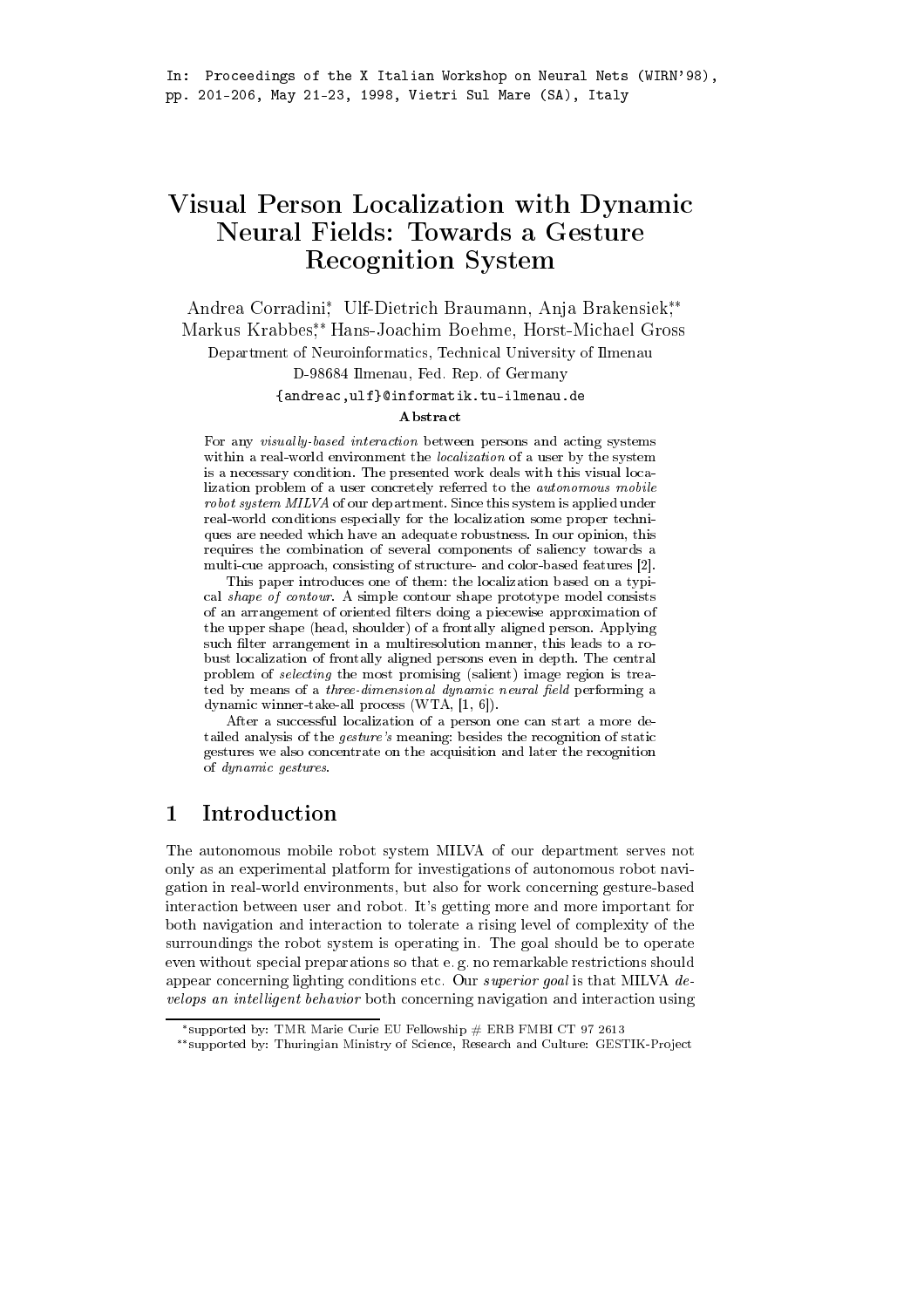In: Proceedings of the X Italian Workshop on Neural Nets (WIRN'98), pp. 201-206, May 21-23, 1998, Vietri Sul Mare (SA), Italy

# Visual Person Localization with Dynamic Neural Fields: Towards a Gesture Recognition System

Andrea Corradini*, Ulf-Dietrich Braumann, Anja Brakensiek**, Markus Krabbes**, Hans-Joachim Boehme, Horst-Michael Gross

Department of Neuroinformatics, Technical University of Ilmenau

D-98684 Ilmenau, Fed. Rep. of Germany

{andreac,ulf}@informatik.tu-ilmenau.de

**Abstract**

For any *visually-based interaction* between persons and acting systems within a real-world environment the *localization* of a user by the system is a necessary condition. The presented work deals with this visual localization problem of a user concretely referred to the *autonomous mobile robot system MILVA* of our department. Since this system is applied under real-world conditions especially for the localization some proper techniques are needed which have an adequate robustness. In our opinion, this requires the combination of several components of saliency towards a multi-cue approach, consisting of structure- and color-based features [2].

This paper introduces one of them: the localization based on a typical *shape of contour*. A simple contour shape prototype model consists of an arrangement of oriented filters doing a piecewise approximation of the upper shape (head, shoulder) of a frontally aligned person. Applying such filter arrangement in a multiresolution manner, this leads to a robust localization of frontally aligned persons even in depth. The central problem of *selecting* the most promising (salient) image region is treated by means of a *three-dimensional dynamic neural field* performing a dynamic winner-take-all process (WTA, [1, 6]).

After a successful localization of a person one can start a more detailed analysis of the *gesture's* meaning: besides the recognition of static gestures we also concentrate on the acquisition and later the recognition of *dynamic gestures*.

## 1 Introduction

The autonomous mobile robot system MILVA of our department serves not only as an experimental platform for investigations of autonomous robot navigation in real-world environments, but also for work concerning gesture-based interaction between user and robot. It's getting more and more important for both navigation and interaction to tolerate a rising level of complexity of the surroundings the robot system is operating in. The goal should be to operate even without special preparations so that e. g. no remarkable restrictions should appear concerning lighting conditions etc. Our *superior goal* is that MILVA *develops an intelligent behavior* both concerning navigation and interaction using

*supported by: TMR Marie Curie EU Fellowship # ERB FMBI CT 97 2613

**supported by: Thuringian Ministry of Science, Research and Culture: GESTIK-Project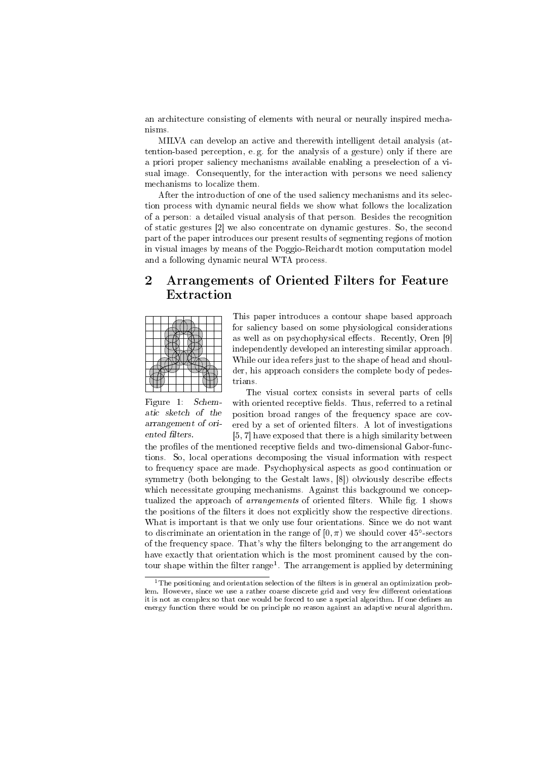an architecture consisting of elements with neural or neurally inspired mechanisms.

MILVA can develop an active and therewith intelligent detail analysis (attention-based perception, e. g. for the analysis of a gesture) only if there are a priori proper saliency mechanisms available enabling a preselection of a visual image. Consequently, for the interaction with persons we need saliency mechanisms to localize them.

After the introduction of one of the used saliency mechanisms and its selection process with dynamic neural fields we show what follows the localization of a person: a detailed visual analysis of that person. Besides the recognition of static gestures [2] we also concentrate on dynamic gestures. So, the second part of the paper introduces our present results of segmenting regions of motion in visual images by means of the Poggio-Reichardt motion computation model and a following dynamic neural WTA process.

## 2 Arrangements of Oriented Filters for Feature Extraction

Figure 1: *Schematic sketch of the arrangement of oriented filters.*

This paper introduces a contour shape based approach for saliency based on some physiological considerations as well as on psychophysical effects. Recently, Oren [9] independently developed an interesting similar approach. While our idea refers just to the shape of head and shoulder, his approach considers the complete body of pedestrians.

The visual cortex consists in several parts of cells with oriented receptive fields. Thus, referred to a retinal position broad ranges of the frequency space are covered by a set of oriented filters. A lot of investigations [5, 7] have exposed that there is a high similarity between the profiles of the mentioned receptive fields and two-dimensional Gabor-functions. So, local operations decomposing the visual information with respect to frequency space are made. Psychophysical aspects as good continuation or symmetry (both belonging to the Gestalt laws, [8]) obviously describe effects which necessitate grouping mechanisms. Against this background we conceptualized the approach of *arrangements* of oriented filters. While fig. 1 shows the positions of the filters it does not explicitly show the respective directions. What is important is that we only use four orientations. Since we do not want to discriminate an orientation in the range of $[0, \pi)$ we should cover $45°$-sectors of the frequency space. That's why the filters belonging to the arrangement do have exactly that orientation which is the most prominent caused by the contour shape within the filter range[1]. The arrangement is applied by determining

[1] The positioning and orientation selection of the filters is in general an optimization problem. However, since we use a rather coarse discrete grid and very few different orientations it is not as complex so that one would be forced to use a special algorithm. If one defines an energy function there would be on principle no reason against an adaptive neural algorithm.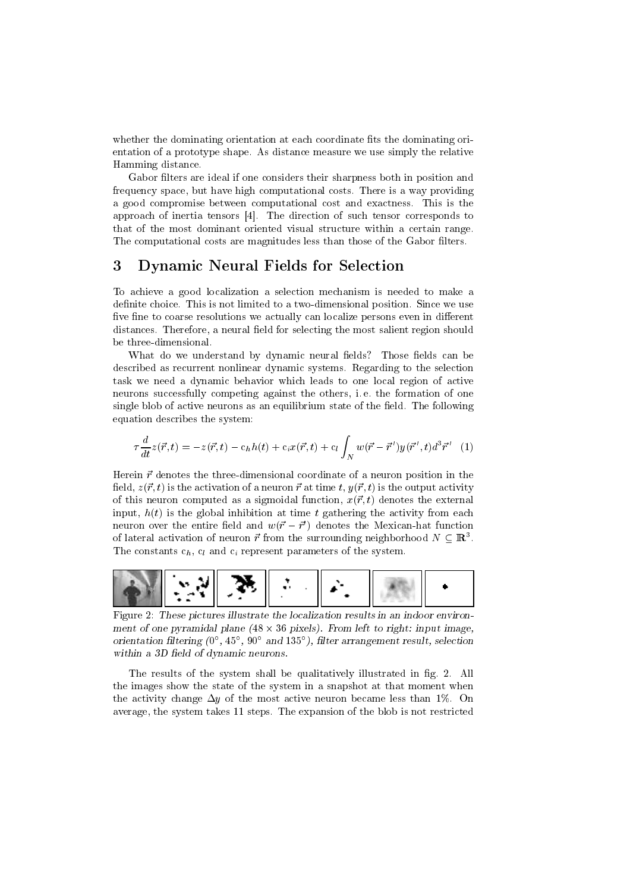whether the dominating orientation at each coordinate fits the dominating orientation of a prototype shape. As distance measure we use simply the relative Hamming distance.

Gabor filters are ideal if one considers their sharpness both in position and frequency space, but have high computational costs. There is a way providing a good compromise between computational cost and exactness. This is the approach of inertia tensors [4]. The direction of such tensor corresponds to that of the most dominant oriented visual structure within a certain range. The computational costs are magnitudes less than those of the Gabor filters.

## 3 Dynamic Neural Fields for Selection

To achieve a good localization a selection mechanism is needed to make a definite choice. This is not limited to a two-dimensional position. Since we use five fine to coarse resolutions we actually can localize persons even in different distances. Therefore, a neural field for selecting the most salient region should be three-dimensional.

What do we understand by dynamic neural fields? Those fields can be described as recurrent nonlinear dynamic systems. Regarding to the selection task we need a dynamic behavior which leads to one local region of active neurons successfully competing against the others, i. e. the formation of one single blob of active neurons as an equilibrium state of the field. The following equation describes the system:

$$\tau \frac{d}{dt} z(\vec{r}, t) = -z(\vec{r}, t) - c_h h(t) + c_i x(\vec{r}, t) + c_l \int_N w(\vec{r} - \vec{r}\,') y(\vec{r}\,', t) d^3\vec{r}\,' \quad (1)$$

Herein $\vec{r}$ denotes the three-dimensional coordinate of a neuron position in the field, $z(\vec{r}, t)$ is the activation of a neuron $\vec{r}$ at time $t$, $y(\vec{r}, t)$ is the output activity of this neuron computed as a sigmoidal function, $x(\vec{r}, t)$ denotes the external input, $h(t)$ is the global inhibition at time $t$ gathering the activity from each neuron over the entire field and $w(\vec{r} - \vec{r}\,')$ denotes the Mexican-hat function of lateral activation of neuron $\vec{r}$ from the surrounding neighborhood $N \subseteq \mathbb{R}^3$. The constants $c_h$, $c_l$ and $c_i$ represent parameters of the system.

*Figure 2: These pictures illustrate the localization results in an indoor environment of one pyramidal plane (48 × 36 pixels). From left to right: input image, orientation filtering (0°, 45°, 90° and 135°), filter arrangement result, selection within a 3D field of dynamic neurons.*

The results of the system shall be qualitatively illustrated in fig. 2. All the images show the state of the system in a snapshot at that moment when the activity change $\Delta y$ of the most active neuron became less than 1%. On average, the system takes 11 steps. The expansion of the blob is not restricted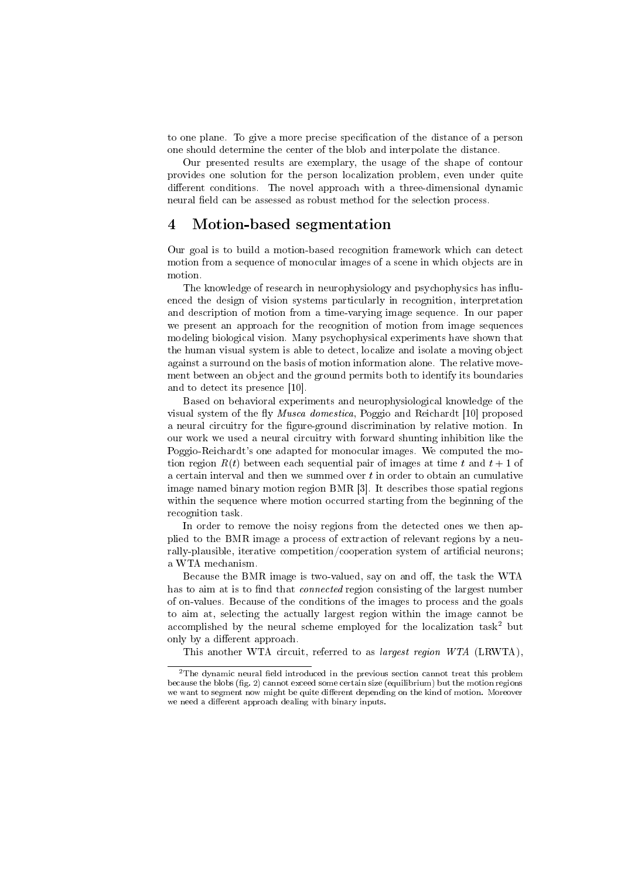to one plane. To give a more precise specification of the distance of a person one should determine the center of the blob and interpolate the distance.

Our presented results are exemplary, the usage of the shape of contour provides one solution for the person localization problem, even under quite different conditions. The novel approach with a three-dimensional dynamic neural field can be assessed as robust method for the selection process.

# 4 Motion-based segmentation

Our goal is to build a motion-based recognition framework which can detect motion from a sequence of monocular images of a scene in which objects are in motion.

The knowledge of research in neurophysiology and psychophysics has influenced the design of vision systems particularly in recognition, interpretation and description of motion from a time-varying image sequence. In our paper we present an approach for the recognition of motion from image sequences modeling biological vision. Many psychophysical experiments have shown that the human visual system is able to detect, localize and isolate a moving object against a surround on the basis of motion information alone. The relative movement between an object and the ground permits both to identify its boundaries and to detect its presence [10].

Based on behavioral experiments and neurophysiological knowledge of the visual system of the fly *Musca domestica*, Poggio and Reichardt [10] proposed a neural circuitry for the figure-ground discrimination by relative motion. In our work we used a neural circuitry with forward shunting inhibition like the Poggio-Reichardt's one adapted for monocular images. We computed the motion region $R(t)$ between each sequential pair of images at time $t$ and $t+1$ of a certain interval and then we summed over $t$ in order to obtain an cumulative image named binary motion region BMR [3]. It describes those spatial regions within the sequence where motion occurred starting from the beginning of the recognition task.

In order to remove the noisy regions from the detected ones we then applied to the BMR image a process of extraction of relevant regions by a neurally-plausible, iterative competition/cooperation system of artificial neurons; a WTA mechanism.

Because the BMR image is two-valued, say on and off, the task the WTA has to aim at is to find that *connected* region consisting of the largest number of on-values. Because of the conditions of the images to process and the goals to aim at, selecting the actually largest region within the image cannot be accomplished by the neural scheme employed for the localization task[2] but only by a different approach.

This another WTA circuit, referred to as *largest region WTA* (LRWTA),

[2] The dynamic neural field introduced in the previous section cannot treat this problem because the blobs (fig. 2) cannot exceed some certain size (equilibrium) but the motion regions we want to segment now might be quite different depending on the kind of motion. Moreover we need a different approach dealing with binary inputs.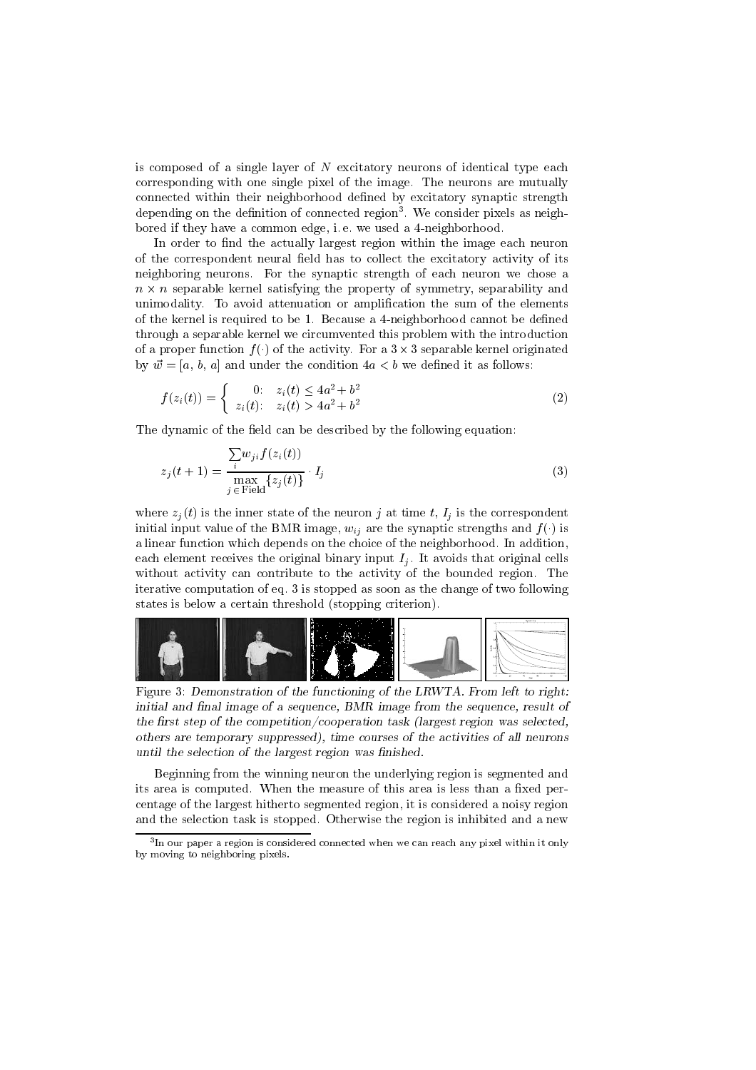is composed of a single layer of $N$ excitatory neurons of identical type each corresponding with one single pixel of the image. The neurons are mutually connected within their neighborhood defined by excitatory synaptic strength depending on the definition of connected region[3]. We consider pixels as neighbored if they have a common edge, i. e. we used a 4-neighborhood.

In order to find the actually largest region within the image each neuron of the correspondent neural field has to collect the excitatory activity of its neighboring neurons. For the synaptic strength of each neuron we chose a $n \times n$ separable kernel satisfying the property of symmetry, separability and unimodality. To avoid attenuation or amplification the sum of the elements of the kernel is required to be 1. Because a 4-neighborhood cannot be defined through a separable kernel we circumvented this problem with the introduction of a proper function $f(\cdot)$ of the activity. For a $3 \times 3$ separable kernel originated by $\vec{w} = [a,\, b,\, a]$ and under the condition $4a < b$ we defined it as follows:

$$f(z_i(t)) = \begin{cases} 0: & z_i(t) \leq 4a^2 + b^2 \\ z_i(t): & z_i(t) > 4a^2 + b^2 \end{cases} \tag{2}$$

The dynamic of the field can be described by the following equation:

$$z_j(t+1) = \frac{\sum\limits_i w_{ji} f(z_i(t))}{\max\limits_{j \in \text{Field}} \{z_j(t)\}} \cdot I_j \tag{3}$$

where $z_j(t)$ is the inner state of the neuron $j$ at time $t$, $I_j$ is the correspondent initial input value of the BMR image, $w_{ij}$ are the synaptic strengths and $f(\cdot)$ is a linear function which depends on the choice of the neighborhood. In addition, each element receives the original binary input $I_j$. It avoids that original cells without activity can contribute to the activity of the bounded region. The iterative computation of eq. 3 is stopped as soon as the change of two following states is below a certain threshold (stopping criterion).

Figure 3: *Demonstration of the functioning of the LRWTA. From left to right: initial and final image of a sequence, BMR image from the sequence, result of the first step of the competition/cooperation task (largest region was selected, others are temporary suppressed), time courses of the activities of all neurons until the selection of the largest region was finished.*

Beginning from the winning neuron the underlying region is segmented and its area is computed. When the measure of this area is less than a fixed percentage of the largest hitherto segmented region, it is considered a noisy region and the selection task is stopped. Otherwise the region is inhibited and a new

[3] In our paper a region is considered connected when we can reach any pixel within it only by moving to neighboring pixels.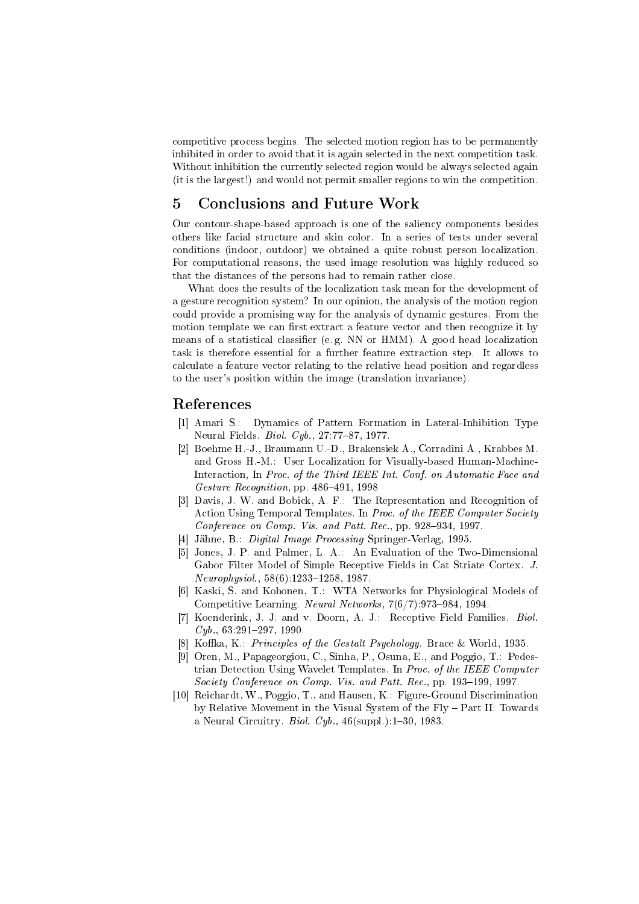competitive process begins. The selected motion region has to be permanently inhibited in order to avoid that it is again selected in the next competition task. Without inhibition the currently selected region would be always selected again (it is the largest!) and would not permit smaller regions to win the competition.

## 5 Conclusions and Future Work

Our contour-shape-based approach is one of the saliency components besides others like facial structure and skin color. In a series of tests under several conditions (indoor, outdoor) we obtained a quite robust person localization. For computational reasons, the used image resolution was highly reduced so that the distances of the persons had to remain rather close.

What does the results of the localization task mean for the development of a gesture recognition system? In our opinion, the analysis of the motion region could provide a promising way for the analysis of dynamic gestures. From the motion template we can first extract a feature vector and then recognize it by means of a statistical classifier (e. g. NN or HMM). A good head localization task is therefore essential for a further feature extraction step. It allows to calculate a feature vector relating to the relative head position and regardless to the user's position within the image (translation invariance).

## References

[1] Amari S.: Dynamics of Pattern Formation in Lateral-Inhibition Type Neural Fields. *Biol. Cyb.*, 27:77–87, 1977.

[2] Boehme H.-J., Braumann U.-D., Brakensiek A., Corradini A., Krabbes M. and Gross H.-M.: User Localization for Visually-based Human-Machine-Interaction, In *Proc. of the Third IEEE Int. Conf. on Automatic Face and Gesture Recognition*, pp. 486–491, 1998

[3] Davis, J. W. and Bobick, A. F.: The Representation and Recognition of Action Using Temporal Templates. In *Proc. of the IEEE Computer Society Conference on Comp. Vis. and Patt. Rec.*, pp. 928–934, 1997.

[4] Jähne, B.: *Digital Image Processing* Springer-Verlag, 1995.

[5] Jones, J. P. and Palmer, L. A.: An Evaluation of the Two-Dimensional Gabor Filter Model of Simple Receptive Fields in Cat Striate Cortex. *J. Neurophysiol.*, 58(6):1233–1258, 1987.

[6] Kaski, S. and Kohonen, T.: WTA Networks for Physiological Models of Competitive Learning. *Neural Networks*, 7(6/7):973–984, 1994.

[7] Koenderink, J. J. and v. Doorn, A. J.: Receptive Field Families. *Biol. Cyb.*, 63:291–297, 1990.

[8] Koffka, K.: *Principles of the Gestalt Psychology.* Brace & World, 1935.

[9] Oren, M., Papageorgiou, C., Sinha, P., Osuna, E., and Poggio, T.: Pedestrian Detection Using Wavelet Templates. In *Proc. of the IEEE Computer Society Conference on Comp. Vis. and Patt. Rec.*, pp. 193–199, 1997.

[10] Reichardt, W., Poggio, T., and Hausen, K.: Figure-Ground Discrimination by Relative Movement in the Visual System of the Fly – Part II: Towards a Neural Circuitry. *Biol. Cyb.*, 46(suppl.):1–30, 1983.